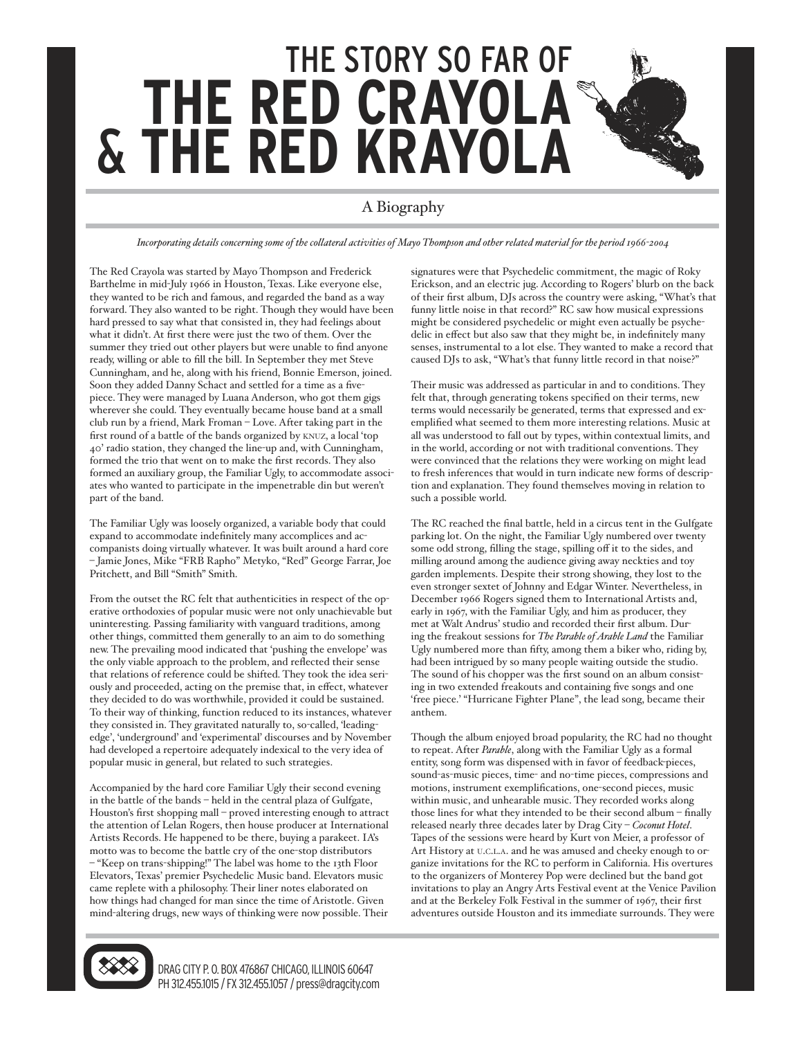# THE STORY SO FAR OF THE RED CRAYOLA & THE RED KRAYOLA

## A Biography

*Incorporating details concerning some of the collateral activities of Mayo Thompson and other related material for the period 1966-2004*

The Red Crayola was started by Mayo Thompson and Frederick Barthelme in mid-July 1966 in Houston, Texas. Like everyone else, they wanted to be rich and famous, and regarded the band as a way forward. They also wanted to be right. Though they would have been hard pressed to say what that consisted in, they had feelings about what it didn't. At first there were just the two of them. Over the summer they tried out other players but were unable to find anyone ready, willing or able to fill the bill. In September they met Steve Cunningham, and he, along with his friend, Bonnie Emerson, joined. Soon they added Danny Schact and settled for a time as a five-piece. They were managed by Luana Anderson, who got them gigs wherever she could. They eventually became house band at a small club run by a friend, Mark Froman – Love. After taking part in the first round of a battle of the bands organized by KNUZ, a local 'top 40' radio station, they changed the line-up and, with Cunningham, formed the trio that went on to make the first records. They also formed an auxiliary group, the Familiar Ugly, to accommodate associates who wanted to participate in the impenetrable din but weren't part of the band.

The Familiar Ugly was loosely organized, a variable body that could expand to accommodate indefinitely many accomplices and accompanists doing virtually whatever. It was built around a hard core – Jamie Jones, Mike "FRB Rapho" Metyko, "Red" George Farrar, Joe Pritchett, and Bill "Smith" Smith.

From the outset the RC felt that authenticities in respect of the operative orthodoxies of popular music were not only unachievable but uninteresting. Passing familiarity with vanguard traditions, among other things, committed them generally to an aim to do something new. The prevailing mood indicated that 'pushing the envelope' was the only viable approach to the problem, and reflected their sense that relations of reference could be shifted. They took the idea seriously and proceeded, acting on the premise that, in effect, whatever they decided to do was worthwhile, provided it could be sustained. To their way of thinking, function reduced to its instances, whatever they consisted in. They gravitated naturally to, so-called, 'leading-edge', 'underground' and 'experimental' discourses and by November had developed a repertoire adequately indexical to the very idea of popular music in general, but related to such strategies.

Accompanied by the hard core Familiar Ugly their second evening in the battle of the bands – held in the central plaza of Gulfgate, Houston's first shopping mall – proved interesting enough to attract the attention of Lelan Rogers, then house producer at International Artists Records. He happened to be there, buying a parakeet. IA's motto was to become the battle cry of the one-stop distributors – "Keep on trans-shipping!" The label was home to the 13th Floor Elevators, Texas' premier Psychedelic Music band. Elevators music came replete with a philosophy. Their liner notes elaborated on how things had changed for man since the time of Aristotle. Given mind-altering drugs, new ways of thinking were now possible. Their signatures were that Psychedelic commitment, the magic of Roky Erickson, and an electric jug. According to Rogers' blurb on the back of their first album, DJs across the country were asking, "What's that funny little noise in that record?" RC saw how musical expressions might be considered psychedelic or might even actually be psychedelic in effect but also saw that they might be, in indefinitely many senses, instrumental to a lot else. They wanted to make a record that caused DJs to ask, "What's that funny little record in that noise?"

Their music was addressed as particular in and to conditions. They felt that, through generating tokens specified on their terms, new terms would necessarily be generated, terms that expressed and exemplified what seemed to them more interesting relations. Music at all was understood to fall out by types, within contextual limits, and in the world, according or not with traditional conventions. They were convinced that the relations they were working on might lead to fresh inferences that would in turn indicate new forms of description and explanation. They found themselves moving in relation to such a possible world.

The RC reached the final battle, held in a circus tent in the Gulfgate parking lot. On the night, the Familiar Ugly numbered over twenty some odd strong, filling the stage, spilling off it to the sides, and milling around among the audience giving away neckties and toy garden implements. Despite their strong showing, they lost to the even stronger sextet of Johnny and Edgar Winter. Nevertheless, in December 1966 Rogers signed them to International Artists and, early in 1967, with the Familiar Ugly, and him as producer, they met at Walt Andrus' studio and recorded their first album. During the freakout sessions for *The Parable of Arable Land* the Familiar Ugly numbered more than fifty, among them a biker who, riding by, had been intrigued by so many people waiting outside the studio. The sound of his chopper was the first sound on an album consisting in two extended freakouts and containing five songs and one 'free piece.' "Hurricane Fighter Plane", the lead song, became their anthem.

Though the album enjoyed broad popularity, the RC had no thought to repeat. After *Parable*, along with the Familiar Ugly as a formal entity, song form was dispensed with in favor of feedback-pieces, sound-as-music pieces, time- and no-time pieces, compressions and motions, instrument exemplifications, one-second pieces, music within music, and unhearable music. They recorded works along those lines for what they intended to be their second album – finally released nearly three decades later by Drag City – *Coconut Hotel*. Tapes of the sessions were heard by Kurt von Meier, a professor of Art History at U.C.L.A. and he was amused and cheeky enough to organize invitations for the RC to perform in California. His overtures to the organizers of Monterey Pop were declined but the band got invitations to play an Angry Arts Festival event at the Venice Pavilion and at the Berkeley Folk Festival in the summer of 1967, their first adventures outside Houston and its immediate surrounds. They were

DRAG CITY P. O. BOX 476867 CHICAGO, ILLINOIS 60647
PH 312.455.1015 / FX 312.455.1057 / press@dragcity.com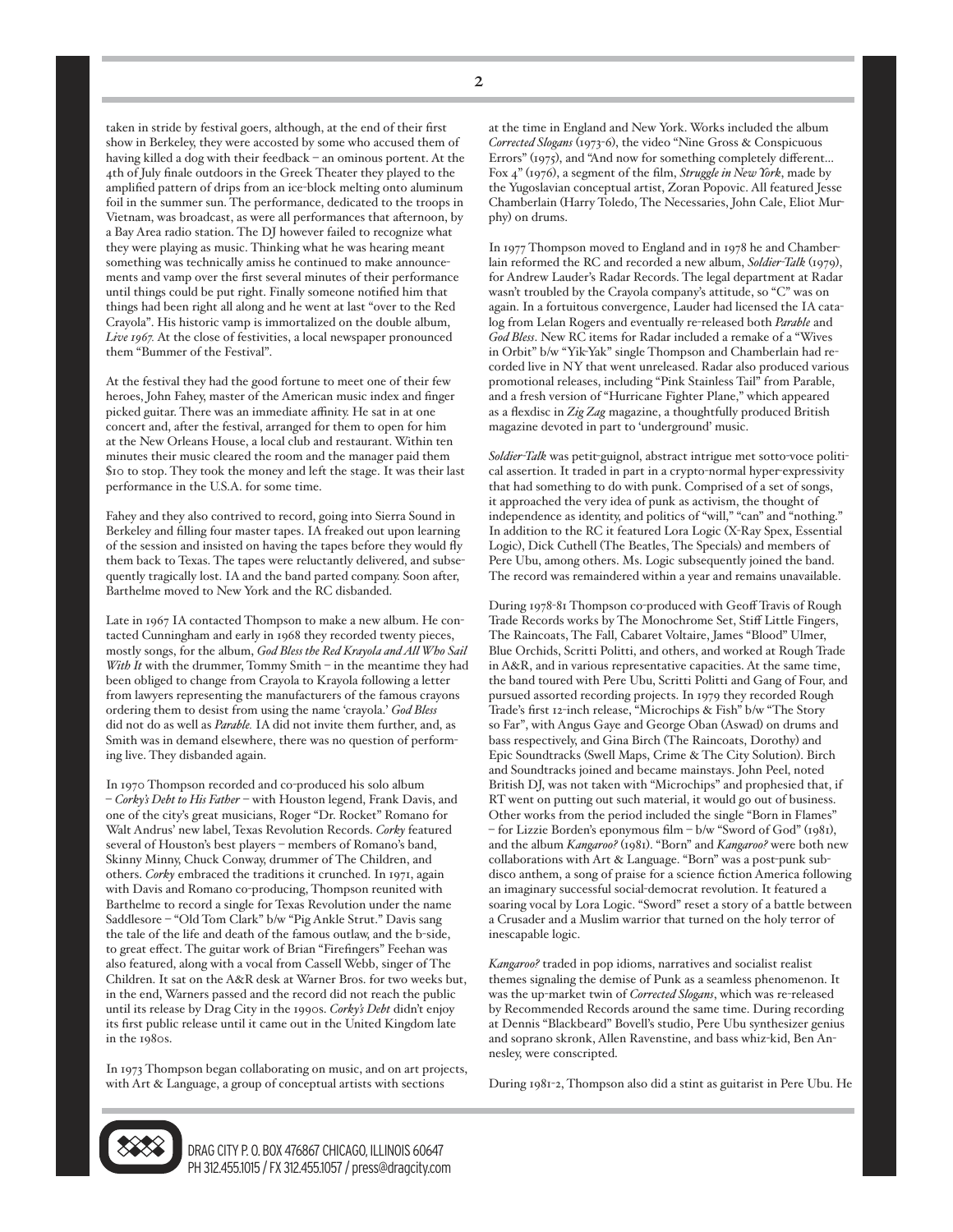taken in stride by festival goers, although, at the end of their first show in Berkeley, they were accosted by some who accused them of having killed a dog with their feedback – an ominous portent. At the 4th of July finale outdoors in the Greek Theater they played to the amplified pattern of drips from an ice-block melting onto aluminum foil in the summer sun. The performance, dedicated to the troops in Vietnam, was broadcast, as were all performances that afternoon, by a Bay Area radio station. The DJ however failed to recognize what they were playing as music. Thinking what he was hearing meant something was technically amiss he continued to make announcements and vamp over the first several minutes of their performance until things could be put right. Finally someone notified him that things had been right all along and he went at last "over to the Red Crayola". His historic vamp is immortalized on the double album, *Live 1967.* At the close of festivities, a local newspaper pronounced them "Bummer of the Festival".

At the festival they had the good fortune to meet one of their few heroes, John Fahey, master of the American music index and finger picked guitar. There was an immediate affinity. He sat in at one concert and, after the festival, arranged for them to open for him at the New Orleans House, a local club and restaurant. Within ten minutes their music cleared the room and the manager paid them $10 to stop. They took the money and left the stage. It was their last performance in the U.S.A. for some time.

Fahey and they also contrived to record, going into Sierra Sound in Berkeley and filling four master tapes. IA freaked out upon learning of the session and insisted on having the tapes before they would fly them back to Texas. The tapes were reluctantly delivered, and subsequently tragically lost. IA and the band parted company. Soon after, Barthelme moved to New York and the RC disbanded.

Late in 1967 IA contacted Thompson to make a new album. He contacted Cunningham and early in 1968 they recorded twenty pieces, mostly songs, for the album, *God Bless the Red Krayola and All Who Sail With It* with the drummer, Tommy Smith – in the meantime they had been obliged to change from Crayola to Krayola following a letter from lawyers representing the manufacturers of the famous crayons ordering them to desist from using the name 'crayola.' *God Bless* did not do as well as *Parable.* IA did not invite them further, and, as Smith was in demand elsewhere, there was no question of performing live. They disbanded again.

In 1970 Thompson recorded and co-produced his solo album – *Corky's Debt to His Father* – with Houston legend, Frank Davis, and one of the city's great musicians, Roger "Dr. Rocket" Romano for Walt Andrus' new label, Texas Revolution Records. *Corky* featured several of Houston's best players – members of Romano's band, Skinny Minny, Chuck Conway, drummer of The Children, and others. *Corky* embraced the traditions it crunched. In 1971, again with Davis and Romano co-producing, Thompson reunited with Barthelme to record a single for Texas Revolution under the name Saddlesore – "Old Tom Clark" b/w "Pig Ankle Strut." Davis sang the tale of the life and death of the famous outlaw, and the b-side, to great effect. The guitar work of Brian "Firefingers" Feehan was also featured, along with a vocal from Cassell Webb, singer of The Children. It sat on the A&R desk at Warner Bros. for two weeks but, in the end, Warners passed and the record did not reach the public until its release by Drag City in the 1990s. *Corky's Debt* didn't enjoy its first public release until it came out in the United Kingdom late in the 1980s.

In 1973 Thompson began collaborating on music, and on art projects, with Art & Language, a group of conceptual artists with sections at the time in England and New York. Works included the album *Corrected Slogans* (1973-6), the video "Nine Gross & Conspicuous Errors" (1975), and "And now for something completely different... Fox 4" (1976), a segment of the film, *Struggle in New York*, made by the Yugoslavian conceptual artist, Zoran Popovic. All featured Jesse Chamberlain (Harry Toledo, The Necessaries, John Cale, Eliot Murphy) on drums.

In 1977 Thompson moved to England and in 1978 he and Chamberlain reformed the RC and recorded a new album, *Soldier-Talk* (1979), for Andrew Lauder's Radar Records. The legal department at Radar wasn't troubled by the Crayola company's attitude, so "C" was on again. In a fortuitous convergence, Lauder had licensed the IA catalog from Lelan Rogers and eventually re-released both *Parable* and *God Bless*. New RC items for Radar included a remake of a "Wives in Orbit" b/w "Yik-Yak" single Thompson and Chamberlain had recorded live in NY that went unreleased. Radar also produced various promotional releases, including "Pink Stainless Tail" from Parable, and a fresh version of "Hurricane Fighter Plane," which appeared as a flexdisc in *Zig Zag* magazine, a thoughtfully produced British magazine devoted in part to 'underground' music.

*Soldier-Talk* was petit-guignol, abstract intrigue met sotto-voce political assertion. It traded in part in a crypto-normal hyper-expressivity that had something to do with punk. Comprised of a set of songs, it approached the very idea of punk as activism, the thought of independence as identity, and politics of "will," "can" and "nothing." In addition to the RC it featured Lora Logic (X-Ray Spex, Essential Logic), Dick Cuthell (The Beatles, The Specials) and members of Pere Ubu, among others. Ms. Logic subsequently joined the band. The record was remaindered within a year and remains unavailable.

During 1978-81 Thompson co-produced with Geoff Travis of Rough Trade Records works by The Monochrome Set, Stiff Little Fingers, The Raincoats, The Fall, Cabaret Voltaire, James "Blood" Ulmer, Blue Orchids, Scritti Politti, and others, and worked at Rough Trade in A&R, and in various representative capacities. At the same time, the band toured with Pere Ubu, Scritti Politti and Gang of Four, and pursued assorted recording projects. In 1979 they recorded Rough Trade's first 12-inch release, "Microchips & Fish" b/w "The Story so Far", with Angus Gaye and George Oban (Aswad) on drums and bass respectively, and Gina Birch (The Raincoats, Dorothy) and Epic Soundtracks (Swell Maps, Crime & The City Solution). Birch and Soundtracks joined and became mainstays. John Peel, noted British DJ, was not taken with "Microchips" and prophesied that, if RT went on putting out such material, it would go out of business. Other works from the period included the single "Born in Flames" – for Lizzie Borden's eponymous film – b/w "Sword of God" (1981), and the album *Kangaroo?* (1981). "Born" and *Kangaroo?* were both new collaborations with Art & Language. "Born" was a post-punk sub-disco anthem, a song of praise for a science fiction America following an imaginary successful social-democrat revolution. It featured a soaring vocal by Lora Logic. "Sword" reset a story of a battle between a Crusader and a Muslim warrior that turned on the holy terror of inescapable logic.

*Kangaroo?* traded in pop idioms, narratives and socialist realist themes signaling the demise of Punk as a seamless phenomenon. It was the up-market twin of *Corrected Slogans*, which was re-released by Recommended Records around the same time. During recording at Dennis "Blackbeard" Bovell's studio, Pere Ubu synthesizer genius and soprano skronk, Allen Ravenstine, and bass whiz-kid, Ben Annesley, were conscripted.

During 1981-2, Thompson also did a stint as guitarist in Pere Ubu. He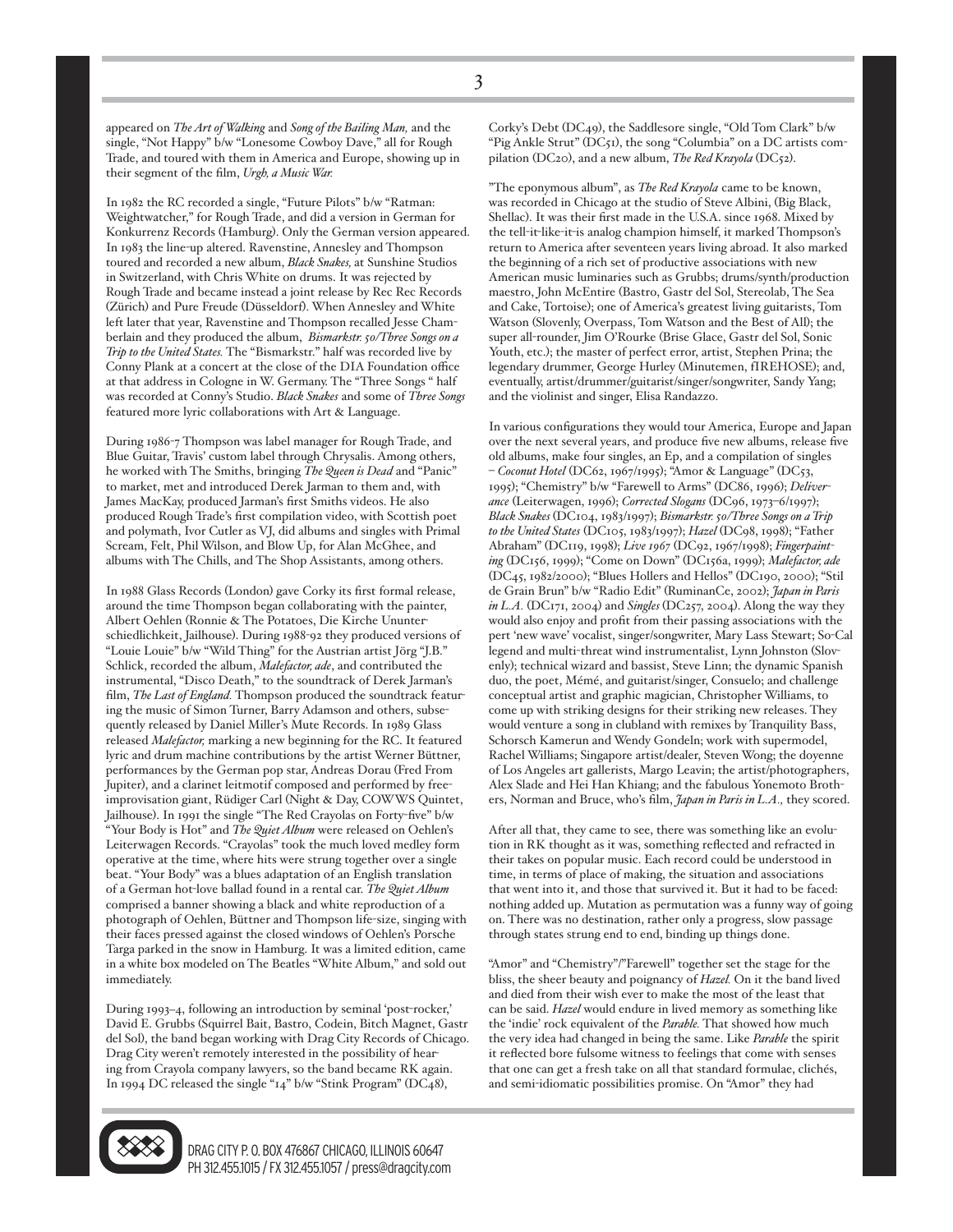appeared on *The Art of Walking* and *Song of the Bailing Man,* and the single, "Not Happy" b/w "Lonesome Cowboy Dave," all for Rough Trade, and toured with them in America and Europe, showing up in their segment of the film, *Urgh, a Music War.*

In 1982 the RC recorded a single, "Future Pilots" b/w "Ratman: Weightwatcher," for Rough Trade, and did a version in German for Konkurrenz Records (Hamburg). Only the German version appeared. In 1983 the line-up altered. Ravenstine, Annesley and Thompson toured and recorded a new album, *Black Snakes,* at Sunshine Studios in Switzerland, with Chris White on drums. It was rejected by Rough Trade and became instead a joint release by Rec Rec Records (Zürich) and Pure Freude (Düsseldorf). When Annesley and White left later that year, Ravenstine and Thompson recalled Jesse Chamberlain and they produced the album, *Bismarkstr. 50/Three Songs on a Trip to the United States.* The "Bismarkstr." half was recorded live by Conny Plank at a concert at the close of the DIA Foundation office at that address in Cologne in W. Germany. The "Three Songs " half was recorded at Conny's Studio. *Black Snakes* and some of *Three Songs* featured more lyric collaborations with Art & Language.

During 1986-7 Thompson was label manager for Rough Trade, and Blue Guitar, Travis' custom label through Chrysalis. Among others, he worked with The Smiths, bringing *The Queen is Dead* and "Panic" to market, met and introduced Derek Jarman to them and, with James MacKay, produced Jarman's first Smiths videos. He also produced Rough Trade's first compilation video, with Scottish poet and polymath, Ivor Cutler as VJ, did albums and singles with Primal Scream, Felt, Phil Wilson, and Blow Up, for Alan McGhee, and albums with The Chills, and The Shop Assistants, among others.

In 1988 Glass Records (London) gave Corky its first formal release, around the time Thompson began collaborating with the painter, Albert Oehlen (Ronnie & The Potatoes, Die Kirche Ununterschiedlichkeit, Jailhouse). During 1988-92 they produced versions of "Louie Louie" b/w "Wild Thing" for the Austrian artist Jörg "J.B." Schlick, recorded the album, *Malefactor, ade*, and contributed the instrumental, "Disco Death," to the soundtrack of Derek Jarman's film, *The Last of England.* Thompson produced the soundtrack featuring the music of Simon Turner, Barry Adamson and others, subsequently released by Daniel Miller's Mute Records. In 1989 Glass released *Malefactor,* marking a new beginning for the RC. It featured lyric and drum machine contributions by the artist Werner Büttner, performances by the German pop star, Andreas Dorau (Fred From Jupiter), and a clarinet leitmotif composed and performed by free-improvisation giant, Rüdiger Carl (Night & Day, COWWS Quintet, Jailhouse). In 1991 the single "The Red Crayolas on Forty-five" b/w "Your Body is Hot" and *The Quiet Album* were released on Oehlen's Leiterwagen Records. "Crayolas" took the much loved medley form operative at the time, where hits were strung together over a single beat. "Your Body" was a blues adaptation of an English translation of a German hot-love ballad found in a rental car. *The Quiet Album* comprised a banner showing a black and white reproduction of a photograph of Oehlen, Büttner and Thompson life-size, singing with their faces pressed against the closed windows of Oehlen's Porsche Targa parked in the snow in Hamburg. It was a limited edition, came in a white box modeled on The Beatles "White Album," and sold out immediately.

During 1993–4, following an introduction by seminal 'post-rocker,' David E. Grubbs (Squirrel Bait, Bastro, Codein, Bitch Magnet, Gastr del Sol), the band began working with Drag City Records of Chicago. Drag City weren't remotely interested in the possibility of hearing from Crayola company lawyers, so the band became RK again. In 1994 DC released the single "14" b/w "Stink Program" (DC48), Corky's Debt (DC49), the Saddlesore single, "Old Tom Clark" b/w "Pig Ankle Strut" (DC51), the song "Columbia" on a DC artists compilation (DC20), and a new album, *The Red Krayola* (DC52).

"The eponymous album", as *The Red Krayola* came to be known, was recorded in Chicago at the studio of Steve Albini, (Big Black, Shellac). It was their first made in the U.S.A. since 1968. Mixed by the tell-it-like-it-is analog champion himself, it marked Thompson's return to America after seventeen years living abroad. It also marked the beginning of a rich set of productive associations with new American music luminaries such as Grubbs; drums/synth/production maestro, John McEntire (Bastro, Gastr del Sol, Stereolab, The Sea and Cake, Tortoise); one of America's greatest living guitarists, Tom Watson (Slovenly, Overpass, Tom Watson and the Best of All); the super all-rounder, Jim O'Rourke (Brise Glace, Gastr del Sol, Sonic Youth, etc.); the master of perfect error, artist, Stephen Prina; the legendary drummer, George Hurley (Minutemen, fIREHOSE); and, eventually, artist/drummer/guitarist/singer/songwriter, Sandy Yang; and the violinist and singer, Elisa Randazzo.

In various configurations they would tour America, Europe and Japan over the next several years, and produce five new albums, release five old albums, make four singles, an Ep, and a compilation of singles – *Coconut Hotel* (DC62, 1967/1995); "Amor & Language" (DC53, 1995); "Chemistry" b/w "Farewell to Arms" (DC86, 1996); *Deliverance* (Leiterwagen, 1996); *Corrected Slogans* (DC96, 1973–6/1997); *Black Snakes* (DC104, 1983/1997); *Bismarkstr. 50/Three Songs on a Trip to the United States* (DC105, 1983/1997); *Hazel* (DC98, 1998); "Father Abraham" (DC119, 1998); *Live 1967* (DC92, 1967/1998); *Fingerpainting* (DC156, 1999); "Come on Down" (DC156a, 1999); *Malefactor, ade* (DC45, 1982/2000); "Blues Hollers and Hellos" (DC190, 2000); "Stil de Grain Brun" b/w "Radio Edit" (RuminanCe, 2002); *Japan in Paris in L.A.* (DC171, 2004) and *Singles* (DC257, 2004). Along the way they would also enjoy and profit from their passing associations with the pert 'new wave' vocalist, singer/songwriter, Mary Lass Stewart; So-Cal legend and multi-threat wind instrumentalist, Lynn Johnston (Slovenly); technical wizard and bassist, Steve Linn; the dynamic Spanish duo, the poet, Mémé, and guitarist/singer, Consuelo; and challenge conceptual artist and graphic magician, Christopher Williams, to come up with striking designs for their striking new releases. They would venture a song in clubland with remixes by Tranquility Bass, Schorsch Kamerun and Wendy Gondeln; work with supermodel, Rachel Williams; Singapore artist/dealer, Steven Wong; the doyenne of Los Angeles art gallerists, Margo Leavin; the artist/photographers, Alex Slade and Hei Han Khiang; and the fabulous Yonemoto Brothers, Norman and Bruce, who's film, *Japan in Paris in L.A.,* they scored.

After all that, they came to see, there was something like an evolution in RK thought as it was, something reflected and refracted in their takes on popular music. Each record could be understood in time, in terms of place of making, the situation and associations that went into it, and those that survived it. But it had to be faced: nothing added up. Mutation as permutation was a funny way of going on. There was no destination, rather only a progress, slow passage through states strung end to end, binding up things done.

"Amor" and "Chemistry"/"Farewell" together set the stage for the bliss, the sheer beauty and poignancy of *Hazel.* On it the band lived and died from their wish ever to make the most of the least that can be said. *Hazel* would endure in lived memory as something like the 'indie' rock equivalent of the *Parable.* That showed how much the very idea had changed in being the same. Like *Parable* the spirit it reflected bore fulsome witness to feelings that come with senses that one can get a fresh take on all that standard formulae, clichés, and semi-idiomatic possibilities promise. On "Amor" they had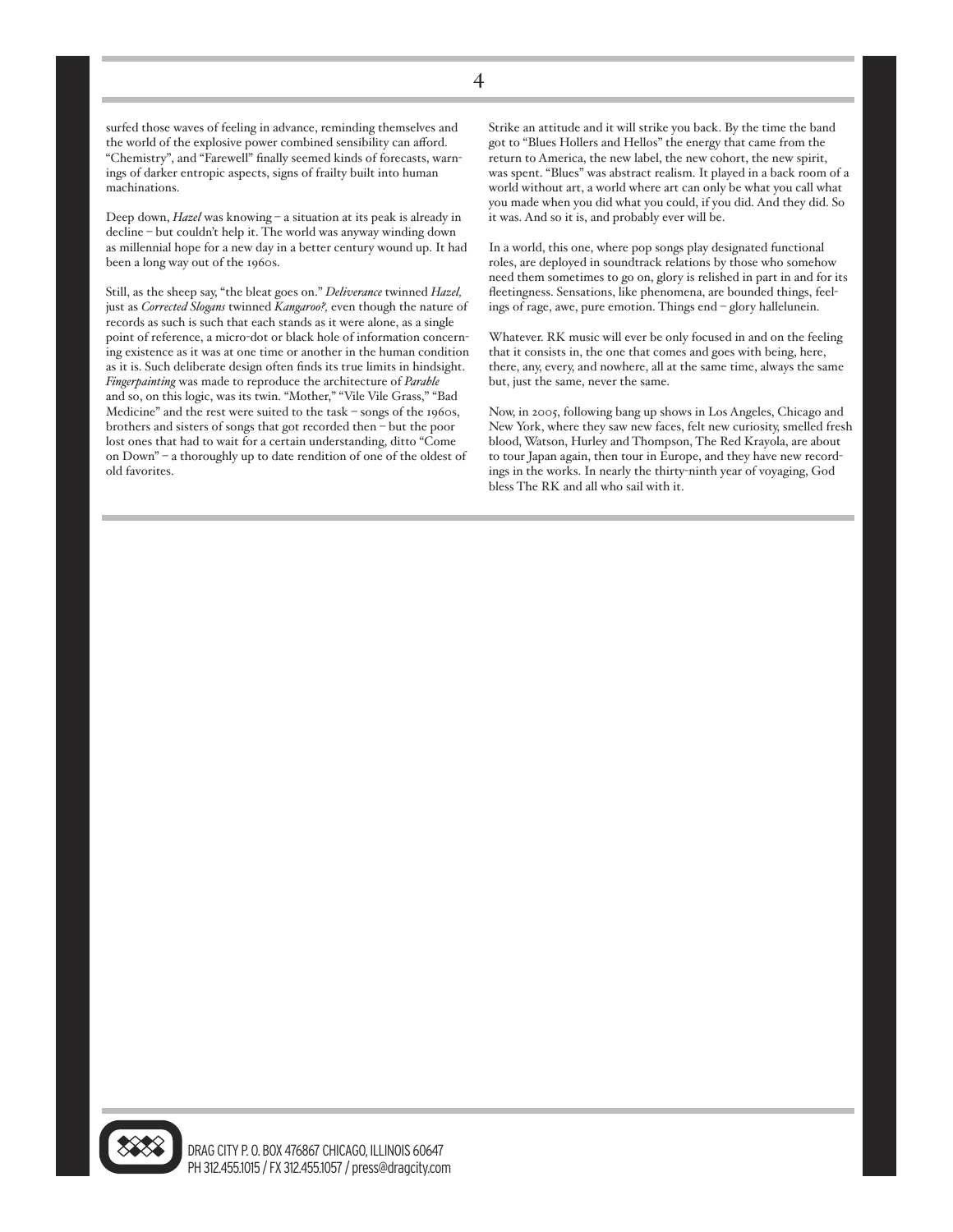surfed those waves of feeling in advance, reminding themselves and the world of the explosive power combined sensibility can afford. "Chemistry", and "Farewell" finally seemed kinds of forecasts, warnings of darker entropic aspects, signs of frailty built into human machinations.

Deep down, *Hazel* was knowing – a situation at its peak is already in decline – but couldn't help it. The world was anyway winding down as millennial hope for a new day in a better century wound up. It had been a long way out of the 1960s.

Still, as the sheep say, "the bleat goes on." *Deliverance* twinned *Hazel,* just as *Corrected Slogans* twinned *Kangaroo?,* even though the nature of records as such is such that each stands as it were alone, as a single point of reference, a micro-dot or black hole of information concerning existence as it was at one time or another in the human condition as it is. Such deliberate design often finds its true limits in hindsight. *Fingerpainting* was made to reproduce the architecture of *Parable* and so, on this logic, was its twin. "Mother," "Vile Vile Grass," "Bad Medicine" and the rest were suited to the task – songs of the 1960s, brothers and sisters of songs that got recorded then – but the poor lost ones that had to wait for a certain understanding, ditto "Come on Down" – a thoroughly up to date rendition of one of the oldest of old favorites.

Strike an attitude and it will strike you back. By the time the band got to "Blues Hollers and Hellos" the energy that came from the return to America, the new label, the new cohort, the new spirit, was spent. "Blues" was abstract realism. It played in a back room of a world without art, a world where art can only be what you call what you made when you did what you could, if you did. And they did. So it was. And so it is, and probably ever will be.

In a world, this one, where pop songs play designated functional roles, are deployed in soundtrack relations by those who somehow need them sometimes to go on, glory is relished in part in and for its fleetingness. Sensations, like phenomena, are bounded things, feelings of rage, awe, pure emotion. Things end – glory hallelunein.

Whatever. RK music will ever be only focused in and on the feeling that it consists in, the one that comes and goes with being, here, there, any, every, and nowhere, all at the same time, always the same but, just the same, never the same.

Now, in 2005, following bang up shows in Los Angeles, Chicago and New York, where they saw new faces, felt new curiosity, smelled fresh blood, Watson, Hurley and Thompson, The Red Krayola, are about to tour Japan again, then tour in Europe, and they have new recordings in the works. In nearly the thirty-ninth year of voyaging, God bless The RK and all who sail with it.

DRAG CITY P. O. BOX 476867 CHICAGO, ILLINOIS 60647
PH 312.455.1015 / FX 312.455.1057 / press@dragcity.com